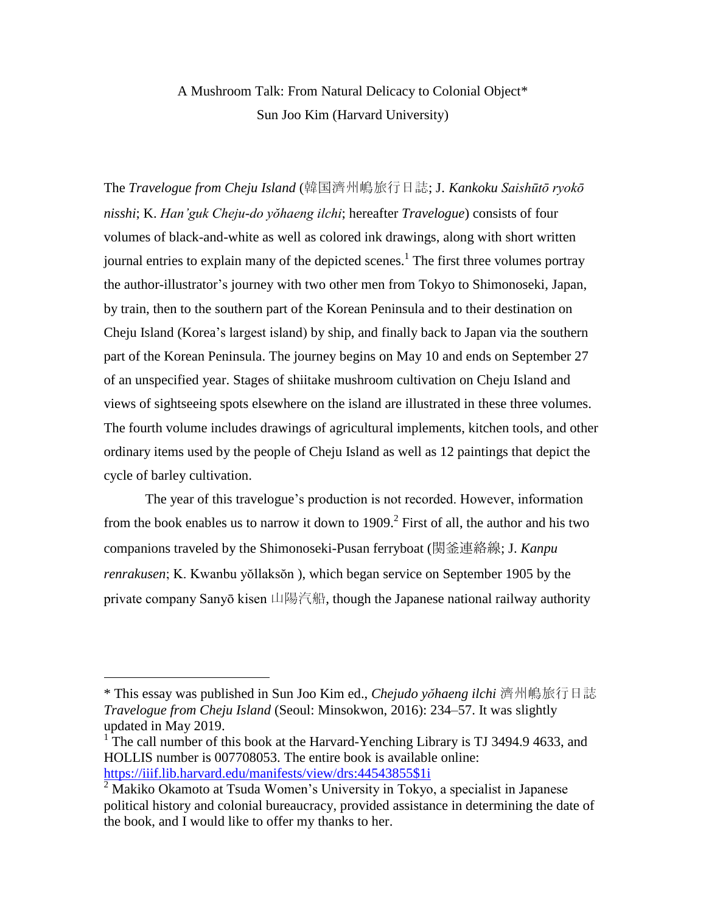A Mushroom Talk: From Natural Delicacy to Colonial Object*

Sun Joo Kim (Harvard University)

The *Travelogue from Cheju Island* (韓国濟州嶋旅行日誌; J. *Kankoku Saishūtō ryokō nisshi*; K. *Han'guk Cheju-do yŏhaeng ilchi*; hereafter *Travelogue*) consists of four volumes of black-and-white as well as colored ink drawings, along with short written journal entries to explain many of the depicted scenes.[1] The first three volumes portray the author-illustrator's journey with two other men from Tokyo to Shimonoseki, Japan, by train, then to the southern part of the Korean Peninsula and to their destination on Cheju Island (Korea's largest island) by ship, and finally back to Japan via the southern part of the Korean Peninsula. The journey begins on May 10 and ends on September 27 of an unspecified year. Stages of shiitake mushroom cultivation on Cheju Island and views of sightseeing spots elsewhere on the island are illustrated in these three volumes. The fourth volume includes drawings of agricultural implements, kitchen tools, and other ordinary items used by the people of Cheju Island as well as 12 paintings that depict the cycle of barley cultivation.

The year of this travelogue's production is not recorded. However, information from the book enables us to narrow it down to 1909.[2] First of all, the author and his two companions traveled by the Shimonoseki-Pusan ferryboat (関釜連絡線; J. *Kanpu renrakusen*; K. Kwanbu yŏllaksŏn ), which began service on September 1905 by the private company Sanyō kisen 山陽汽船, though the Japanese national railway authority

---

* This essay was published in Sun Joo Kim ed., *Chejudo yŏhaeng ilchi* 濟州嶋旅行日誌 *Travelogue from Cheju Island* (Seoul: Minsokwon, 2016): 234–57. It was slightly updated in May 2019.

[1] The call number of this book at the Harvard-Yenching Library is TJ 3494.9 4633, and HOLLIS number is 007708053. The entire book is available online: https://iiif.lib.harvard.edu/manifests/view/drs:44543855$1i

[2] Makiko Okamoto at Tsuda Women's University in Tokyo, a specialist in Japanese political history and colonial bureaucracy, provided assistance in determining the date of the book, and I would like to offer my thanks to her.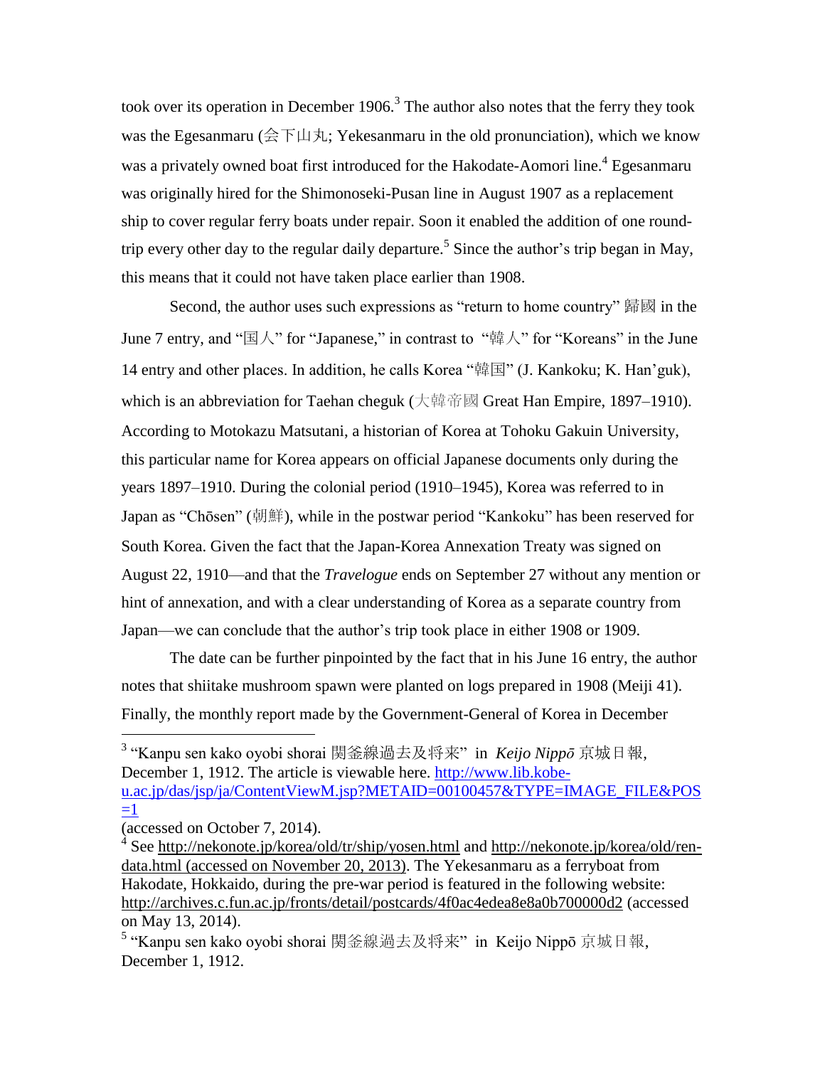took over its operation in December 1906.[3] The author also notes that the ferry they took was the Egesanmaru (会下山丸; Yekesanmaru in the old pronunciation), which we know was a privately owned boat first introduced for the Hakodate-Aomori line.[4] Egesanmaru was originally hired for the Shimonoseki-Pusan line in August 1907 as a replacement ship to cover regular ferry boats under repair. Soon it enabled the addition of one round-trip every other day to the regular daily departure.[5] Since the author's trip began in May, this means that it could not have taken place earlier than 1908.

Second, the author uses such expressions as "return to home country" 歸國 in the June 7 entry, and "国人" for "Japanese," in contrast to "韓人" for "Koreans" in the June 14 entry and other places. In addition, he calls Korea "韓国" (J. Kankoku; K. Han'guk), which is an abbreviation for Taehan cheguk (大韓帝國 Great Han Empire, 1897–1910). According to Motokazu Matsutani, a historian of Korea at Tohoku Gakuin University, this particular name for Korea appears on official Japanese documents only during the years 1897–1910. During the colonial period (1910–1945), Korea was referred to in Japan as "Chōsen" (朝鮮), while in the postwar period "Kankoku" has been reserved for South Korea. Given the fact that the Japan-Korea Annexation Treaty was signed on August 22, 1910—and that the *Travelogue* ends on September 27 without any mention or hint of annexation, and with a clear understanding of Korea as a separate country from Japan—we can conclude that the author's trip took place in either 1908 or 1909.

The date can be further pinpointed by the fact that in his June 16 entry, the author notes that shiitake mushroom spawn were planted on logs prepared in 1908 (Meiji 41). Finally, the monthly report made by the Government-General of Korea in December

---

[3] "Kanpu sen kako oyobi shorai 関釜線過去及将来" in *Keijo Nippō* 京城日報, December 1, 1912. The article is viewable here. http://www.lib.kobe-u.ac.jp/das/jsp/ja/ContentViewM.jsp?METAID=00100457&TYPE=IMAGE_FILE&POS=1 (accessed on October 7, 2014).

[4] See http://nekonote.jp/korea/old/tr/ship/yosen.html and http://nekonote.jp/korea/old/ren-data.html (accessed on November 20, 2013). The Yekesanmaru as a ferryboat from Hakodate, Hokkaido, during the pre-war period is featured in the following website: http://archives.c.fun.ac.jp/fronts/detail/postcards/4f0ac4edea8e8a0b700000d2 (accessed on May 13, 2014).

[5] "Kanpu sen kako oyobi shorai 関釜線過去及将来" in Keijo Nippō 京城日報, December 1, 1912.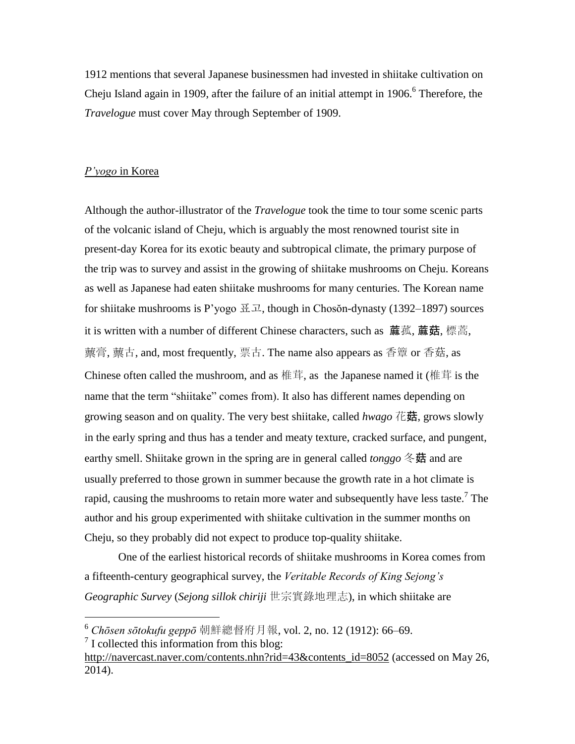1912 mentions that several Japanese businessmen had invested in shiitake cultivation on Cheju Island again in 1909, after the failure of an initial attempt in 1906.[6] Therefore, the *Travelogue* must cover May through September of 1909.

## *P'yogo* in Korea

Although the author-illustrator of the *Travelogue* took the time to tour some scenic parts of the volcanic island of Cheju, which is arguably the most renowned tourist site in present-day Korea for its exotic beauty and subtropical climate, the primary purpose of the trip was to survey and assist in the growing of shiitake mushrooms on Cheju. Koreans as well as Japanese had eaten shiitake mushrooms for many centuries. The Korean name for shiitake mushrooms is P'yogo 표고, though in Chosŏn-dynasty (1392–1897) sources it is written with a number of different Chinese characters, such as 蔈菰, 蔈菇, 標蒿, 蔈膏, 蔈古, and, most frequently, 票古. The name also appears as 香簟 or 香菇, as Chinese often called the mushroom, and as 椎茸, as the Japanese named it (椎茸 is the name that the term "shiitake" comes from). It also has different names depending on growing season and on quality. The very best shiitake, called *hwago* 花菇, grows slowly in the early spring and thus has a tender and meaty texture, cracked surface, and pungent, earthy smell. Shiitake grown in the spring are in general called *tonggo* 冬菇 and are usually preferred to those grown in summer because the growth rate in a hot climate is rapid, causing the mushrooms to retain more water and subsequently have less taste.[7] The author and his group experimented with shiitake cultivation in the summer months on Cheju, so they probably did not expect to produce top-quality shiitake.

One of the earliest historical records of shiitake mushrooms in Korea comes from a fifteenth-century geographical survey, the *Veritable Records of King Sejong's Geographic Survey* (*Sejong sillok chiriji* 世宗實錄地理志), in which shiitake are

---

[6] *Chōsen sōtokufu geppō* 朝鮮總督府月報, vol. 2, no. 12 (1912): 66–69.

[7] I collected this information from this blog: http://navercast.naver.com/contents.nhn?rid=43&contents_id=8052 (accessed on May 26, 2014).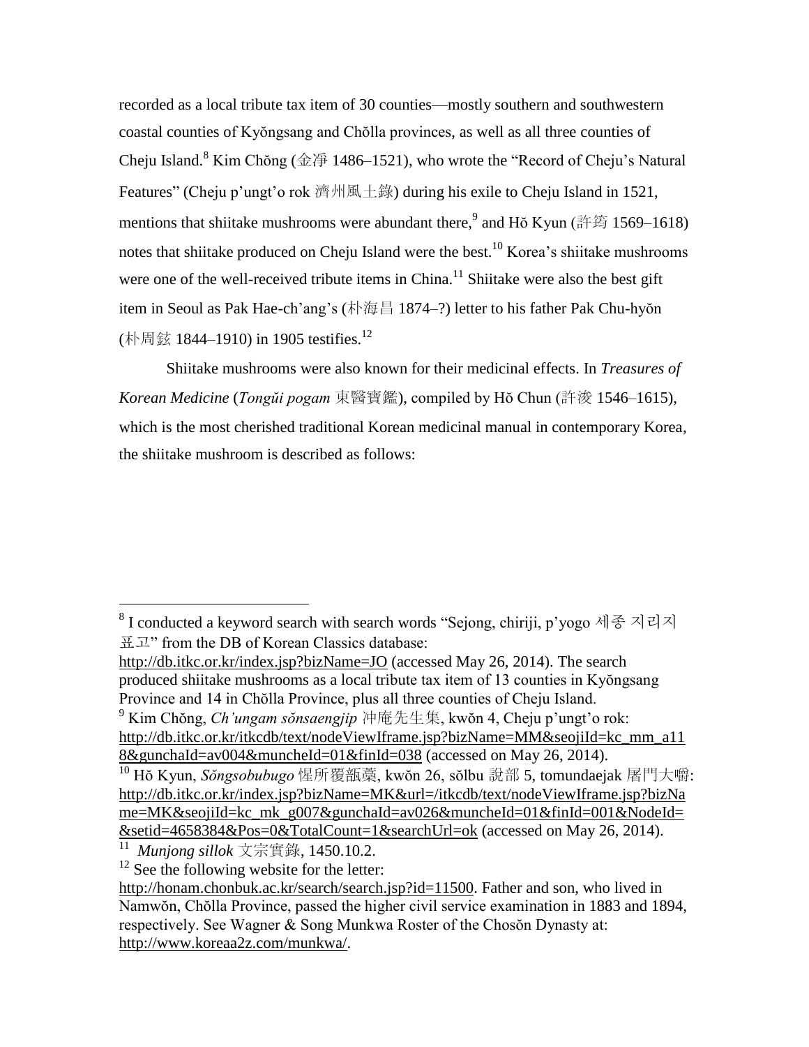recorded as a local tribute tax item of 30 counties—mostly southern and southwestern coastal counties of Kyŏngsang and Chŏlla provinces, as well as all three counties of Cheju Island.[8] Kim Chŏng (金淨 1486–1521), who wrote the "Record of Cheju's Natural Features" (Cheju p'ungt'o rok 濟州風土錄) during his exile to Cheju Island in 1521, mentions that shiitake mushrooms were abundant there,[9] and Hŏ Kyun (許筠 1569–1618) notes that shiitake produced on Cheju Island were the best.[10] Korea's shiitake mushrooms were one of the well-received tribute items in China.[11] Shiitake were also the best gift item in Seoul as Pak Hae-ch'ang's (朴海昌 1874–?) letter to his father Pak Chu-hyŏn (朴周鉉 1844–1910) in 1905 testifies.[12]

Shiitake mushrooms were also known for their medicinal effects. In *Treasures of Korean Medicine* (*Tongŭi pogam* 東醫寶鑑), compiled by Hŏ Chun (許浚 1546–1615), which is the most cherished traditional Korean medicinal manual in contemporary Korea, the shiitake mushroom is described as follows:

---

[8] I conducted a keyword search with search words "Sejong, chiriji, p'yogo 세종 지리지 표고" from the DB of Korean Classics database: http://db.itkc.or.kr/index.jsp?bizName=JO (accessed May 26, 2014). The search produced shiitake mushrooms as a local tribute tax item of 13 counties in Kyŏngsang Province and 14 in Chŏlla Province, plus all three counties of Cheju Island.

[9] Kim Chŏng, *Ch'ungam sŏnsaengjip* 冲庵先生集, kwŏn 4, Cheju p'ungt'o rok: http://db.itkc.or.kr/itkcdb/text/nodeViewIframe.jsp?bizName=MM&seojiId=kc_mm_a118&gunchaId=av004&muncheId=01&finId=038 (accessed on May 26, 2014).

[10] Hŏ Kyun, *Sŏngsobubugo* 惺所覆瓿藁, kwŏn 26, sŏlbu 說部 5, tomundaejak 屠門大嚼: http://db.itkc.or.kr/index.jsp?bizName=MK&url=/itkcdb/text/nodeViewIframe.jsp?bizName=MK&seojiId=kc_mk_g007&gunchaId=av026&muncheId=01&finId=001&NodeId=&setid=4658384&Pos=0&TotalCount=1&searchUrl=ok (accessed on May 26, 2014).

[11] *Munjong sillok* 文宗實錄, 1450.10.2.

[12] See the following website for the letter: http://honam.chonbuk.ac.kr/search/search.jsp?id=11500. Father and son, who lived in Namwŏn, Chŏlla Province, passed the higher civil service examination in 1883 and 1894, respectively. See Wagner & Song Munkwa Roster of the Chosŏn Dynasty at: http://www.koreaa2z.com/munkwa/.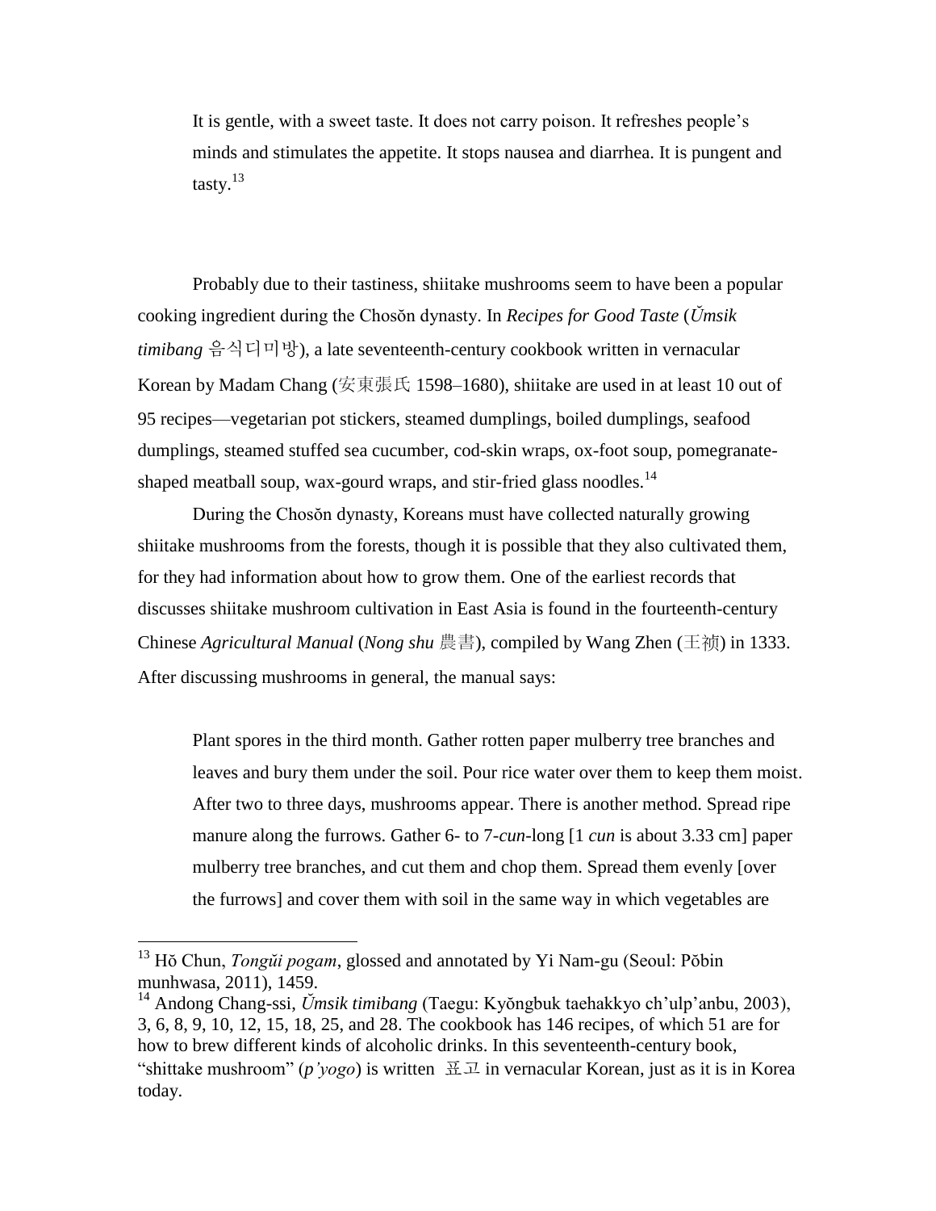> It is gentle, with a sweet taste. It does not carry poison. It refreshes people's minds and stimulates the appetite. It stops nausea and diarrhea. It is pungent and tasty.[13]

Probably due to their tastiness, shiitake mushrooms seem to have been a popular cooking ingredient during the Chosŏn dynasty. In *Recipes for Good Taste* (*Ŭmsik timibang* 음식디미방), a late seventeenth-century cookbook written in vernacular Korean by Madam Chang (安東張氏 1598–1680), shiitake are used in at least 10 out of 95 recipes—vegetarian pot stickers, steamed dumplings, boiled dumplings, seafood dumplings, steamed stuffed sea cucumber, cod-skin wraps, ox-foot soup, pomegranate-shaped meatball soup, wax-gourd wraps, and stir-fried glass noodles.[14]

During the Chosŏn dynasty, Koreans must have collected naturally growing shiitake mushrooms from the forests, though it is possible that they also cultivated them, for they had information about how to grow them. One of the earliest records that discusses shiitake mushroom cultivation in East Asia is found in the fourteenth-century Chinese *Agricultural Manual* (*Nong shu* 農書), compiled by Wang Zhen (王禎) in 1333. After discussing mushrooms in general, the manual says:

> Plant spores in the third month. Gather rotten paper mulberry tree branches and leaves and bury them under the soil. Pour rice water over them to keep them moist. After two to three days, mushrooms appear. There is another method. Spread ripe manure along the furrows. Gather 6- to 7-*cun*-long [1 *cun* is about 3.33 cm] paper mulberry tree branches, and cut them and chop them. Spread them evenly [over the furrows] and cover them with soil in the same way in which vegetables are

---

[13] Hŏ Chun, *Tongŭi pogam*, glossed and annotated by Yi Nam-gu (Seoul: Pŏbin munhwasa, 2011), 1459.

[14] Andong Chang-ssi, *Ŭmsik timibang* (Taegu: Kyŏngbuk taehakkyo ch'ulp'anbu, 2003), 3, 6, 8, 9, 10, 12, 15, 18, 25, and 28. The cookbook has 146 recipes, of which 51 are for how to brew different kinds of alcoholic drinks. In this seventeenth-century book, "shittake mushroom" (*p'yogo*) is written 표고 in vernacular Korean, just as it is in Korea today.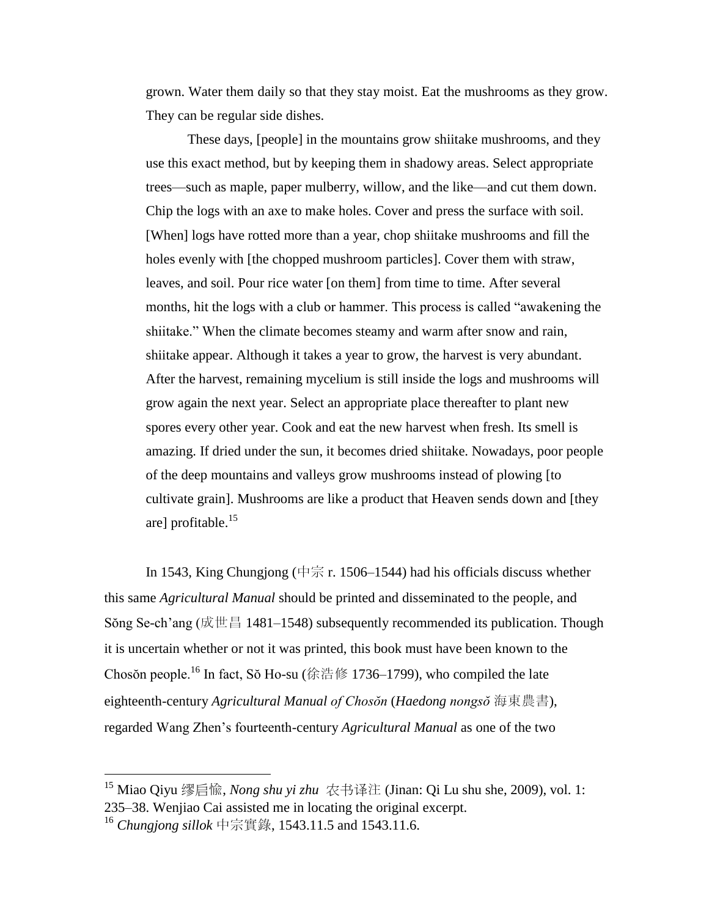> grown. Water them daily so that they stay moist. Eat the mushrooms as they grow. They can be regular side dishes.
>
> These days, [people] in the mountains grow shiitake mushrooms, and they use this exact method, but by keeping them in shadowy areas. Select appropriate trees—such as maple, paper mulberry, willow, and the like—and cut them down. Chip the logs with an axe to make holes. Cover and press the surface with soil. [When] logs have rotted more than a year, chop shiitake mushrooms and fill the holes evenly with [the chopped mushroom particles]. Cover them with straw, leaves, and soil. Pour rice water [on them] from time to time. After several months, hit the logs with a club or hammer. This process is called "awakening the shiitake." When the climate becomes steamy and warm after snow and rain, shiitake appear. Although it takes a year to grow, the harvest is very abundant. After the harvest, remaining mycelium is still inside the logs and mushrooms will grow again the next year. Select an appropriate place thereafter to plant new spores every other year. Cook and eat the new harvest when fresh. Its smell is amazing. If dried under the sun, it becomes dried shiitake. Nowadays, poor people of the deep mountains and valleys grow mushrooms instead of plowing [to cultivate grain]. Mushrooms are like a product that Heaven sends down and [they are] profitable.[15]

In 1543, King Chungjong (中宗 r. 1506–1544) had his officials discuss whether this same *Agricultural Manual* should be printed and disseminated to the people, and Sŏng Se-ch'ang (成世昌 1481–1548) subsequently recommended its publication. Though it is uncertain whether or not it was printed, this book must have been known to the Chosŏn people.[16] In fact, Sŏ Ho-su (徐浩修 1736–1799), who compiled the late eighteenth-century *Agricultural Manual of Chosŏn* (*Haedong nongsŏ* 海東農書), regarded Wang Zhen's fourteenth-century *Agricultural Manual* as one of the two

---

[15] Miao Qiyu 缪启愉, *Nong shu yi zhu* 农书译注 (Jinan: Qi Lu shu she, 2009), vol. 1: 235–38. Wenjiao Cai assisted me in locating the original excerpt.

[16] *Chungjong sillok* 中宗實錄, 1543.11.5 and 1543.11.6.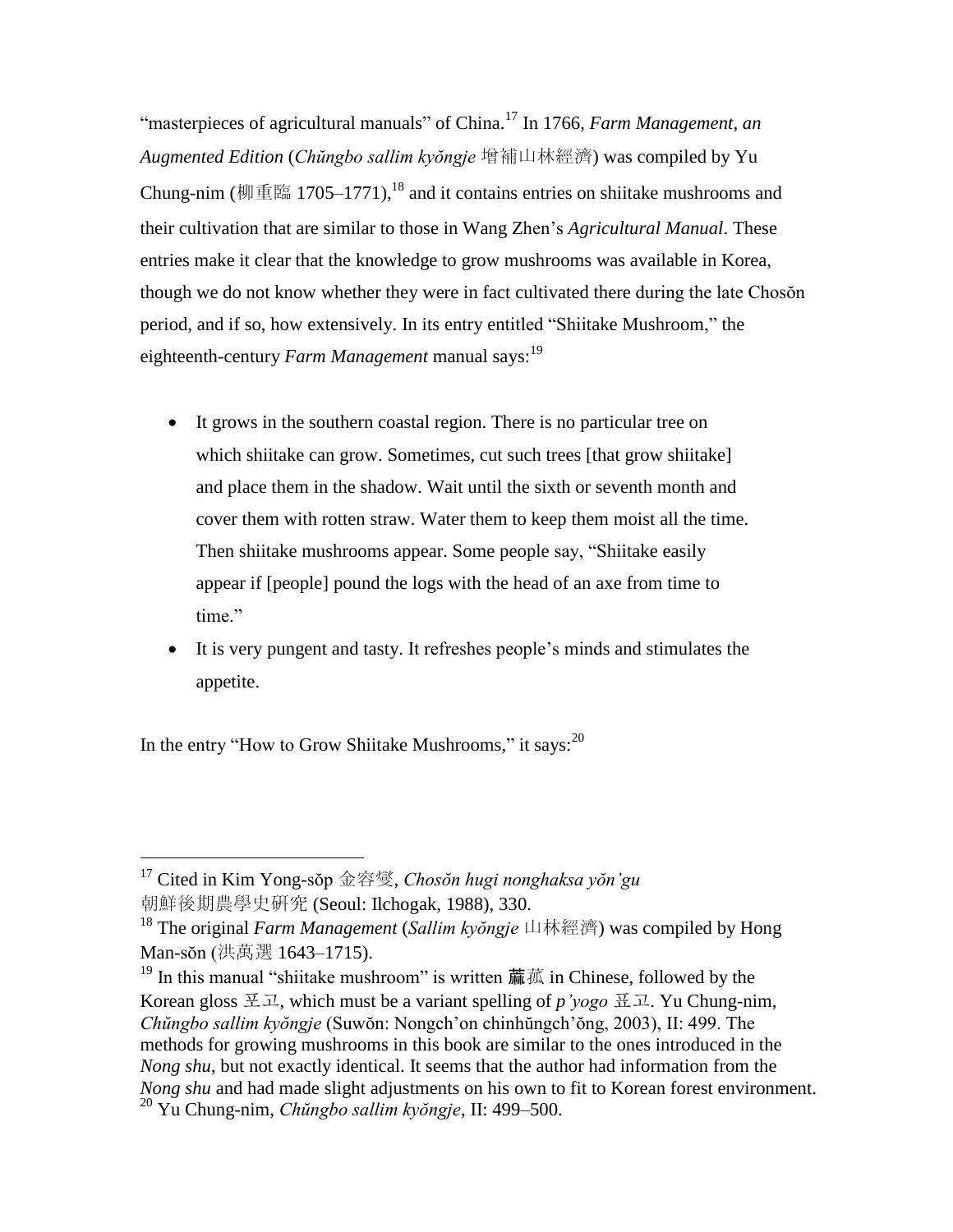"masterpieces of agricultural manuals" of China.[17] In 1766, *Farm Management, an Augmented Edition* (*Chŭngbo sallim kyŏngje* 增補山林經濟) was compiled by Yu Chung-nim (柳重臨 1705–1771),[18] and it contains entries on shiitake mushrooms and their cultivation that are similar to those in Wang Zhen's *Agricultural Manual*. These entries make it clear that the knowledge to grow mushrooms was available in Korea, though we do not know whether they were in fact cultivated there during the late Chosŏn period, and if so, how extensively. In its entry entitled "Shiitake Mushroom," the eighteenth-century *Farm Management* manual says:[19]

- It grows in the southern coastal region. There is no particular tree on which shiitake can grow. Sometimes, cut such trees [that grow shiitake] and place them in the shadow. Wait until the sixth or seventh month and cover them with rotten straw. Water them to keep them moist all the time. Then shiitake mushrooms appear. Some people say, "Shiitake easily appear if [people] pound the logs with the head of an axe from time to time."
- It is very pungent and tasty. It refreshes people's minds and stimulates the appetite.

In the entry "How to Grow Shiitake Mushrooms," it says:[20]

---

[17] Cited in Kim Yong-sŏp 金容燮, *Chosŏn hugi nonghaksa yŏn'gu* 朝鮮後期農學史硏究 (Seoul: Ilchogak, 1988), 330.

[18] The original *Farm Management* (*Sallim kyŏngje* 山林經濟) was compiled by Hong Man-sŏn (洪萬選 1643–1715).

[19] In this manual "shiitake mushroom" is written 蔈菰 in Chinese, followed by the Korean gloss 포고, which must be a variant spelling of *p'yogo* 표고. Yu Chung-nim, *Chŭngbo sallim kyŏngje* (Suwŏn: Nongch'on chinhŭngch'ŏng, 2003), II: 499. The methods for growing mushrooms in this book are similar to the ones introduced in the *Nong shu*, but not exactly identical. It seems that the author had information from the *Nong shu* and had made slight adjustments on his own to fit to Korean forest environment.

[20] Yu Chung-nim, *Chŭngbo sallim kyŏngje*, II: 499–500.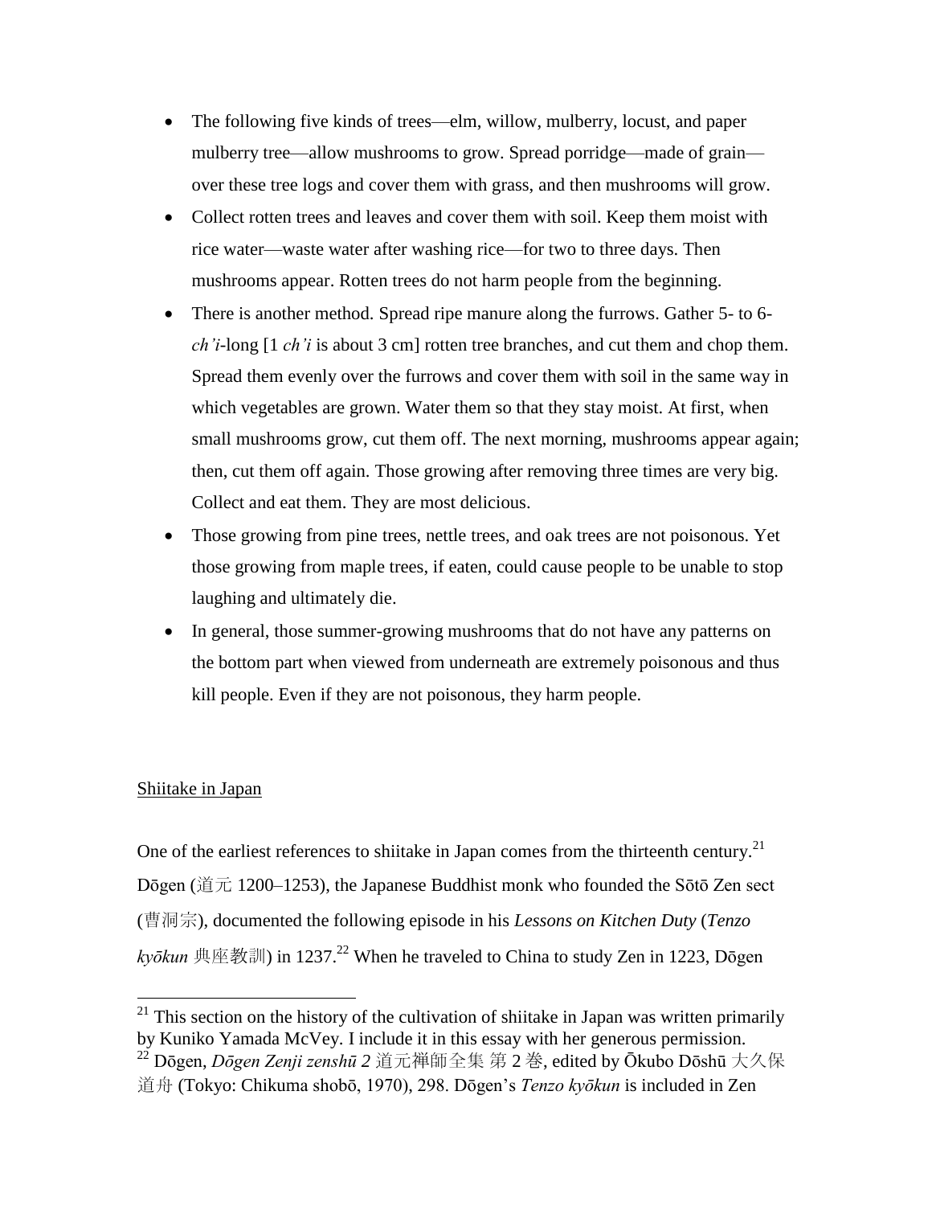- The following five kinds of trees—elm, willow, mulberry, locust, and paper mulberry tree—allow mushrooms to grow. Spread porridge—made of grain—over these tree logs and cover them with grass, and then mushrooms will grow.
- Collect rotten trees and leaves and cover them with soil. Keep them moist with rice water—waste water after washing rice—for two to three days. Then mushrooms appear. Rotten trees do not harm people from the beginning.
- There is another method. Spread ripe manure along the furrows. Gather 5- to 6-*ch'i*-long [1 *ch'i* is about 3 cm] rotten tree branches, and cut them and chop them. Spread them evenly over the furrows and cover them with soil in the same way in which vegetables are grown. Water them so that they stay moist. At first, when small mushrooms grow, cut them off. The next morning, mushrooms appear again; then, cut them off again. Those growing after removing three times are very big. Collect and eat them. They are most delicious.
- Those growing from pine trees, nettle trees, and oak trees are not poisonous. Yet those growing from maple trees, if eaten, could cause people to be unable to stop laughing and ultimately die.
- In general, those summer-growing mushrooms that do not have any patterns on the bottom part when viewed from underneath are extremely poisonous and thus kill people. Even if they are not poisonous, they harm people.

## Shiitake in Japan

One of the earliest references to shiitake in Japan comes from the thirteenth century.[21] Dōgen (道元 1200–1253), the Japanese Buddhist monk who founded the Sōtō Zen sect (曹洞宗), documented the following episode in his *Lessons on Kitchen Duty* (*Tenzo kyōkun* 典座教訓) in 1237.[22] When he traveled to China to study Zen in 1223, Dōgen

[21] This section on the history of the cultivation of shiitake in Japan was written primarily by Kuniko Yamada McVey. I include it in this essay with her generous permission.

[22] Dōgen, *Dōgen Zenji zenshū 2* 道元禅師全集 第 2 巻, edited by Ōkubo Dōshū 大久保道舟 (Tokyo: Chikuma shobō, 1970), 298. Dōgen's *Tenzo kyōkun* is included in Zen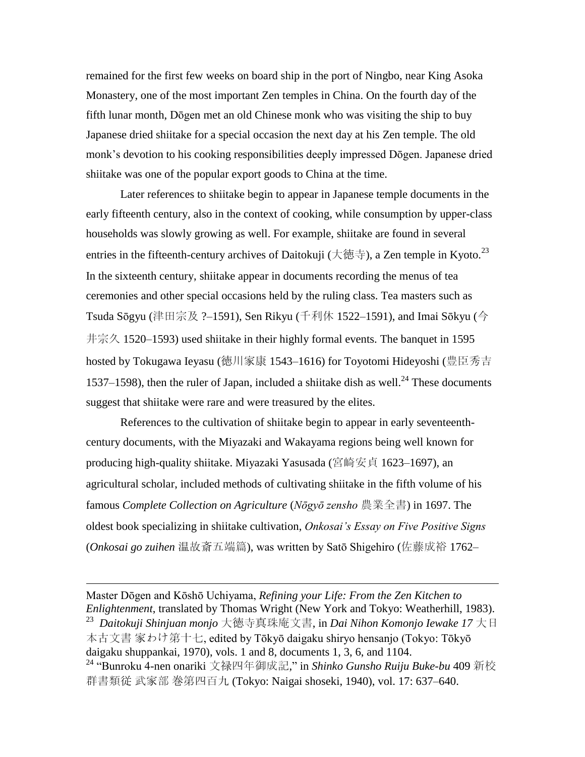remained for the first few weeks on board ship in the port of Ningbo, near King Asoka Monastery, one of the most important Zen temples in China. On the fourth day of the fifth lunar month, Dōgen met an old Chinese monk who was visiting the ship to buy Japanese dried shiitake for a special occasion the next day at his Zen temple. The old monk's devotion to his cooking responsibilities deeply impressed Dōgen. Japanese dried shiitake was one of the popular export goods to China at the time.

Later references to shiitake begin to appear in Japanese temple documents in the early fifteenth century, also in the context of cooking, while consumption by upper-class households was slowly growing as well. For example, shiitake are found in several entries in the fifteenth-century archives of Daitokuji (大徳寺), a Zen temple in Kyoto.[23] In the sixteenth century, shiitake appear in documents recording the menus of tea ceremonies and other special occasions held by the ruling class. Tea masters such as Tsuda Sōgyu (津田宗及 ?–1591), Sen Rikyu (千利休 1522–1591), and Imai Sōkyu (今井宗久 1520–1593) used shiitake in their highly formal events. The banquet in 1595 hosted by Tokugawa Ieyasu (徳川家康 1543–1616) for Toyotomi Hideyoshi (豊臣秀吉 1537–1598), then the ruler of Japan, included a shiitake dish as well.[24] These documents suggest that shiitake were rare and were treasured by the elites.

References to the cultivation of shiitake begin to appear in early seventeenth-century documents, with the Miyazaki and Wakayama regions being well known for producing high-quality shiitake. Miyazaki Yasusada (宮崎安貞 1623–1697), an agricultural scholar, included methods of cultivating shiitake in the fifth volume of his famous *Complete Collection on Agriculture* (*Nōgyō zensho* 農業全書) in 1697. The oldest book specializing in shiitake cultivation, *Onkosai's Essay on Five Positive Signs* (*Onkosai go zuihen* 温故斎五端篇), was written by Satō Shigehiro (佐藤成裕 1762–

---

Master Dōgen and Kōshō Uchiyama, *Refining your Life: From the Zen Kitchen to Enlightenment*, translated by Thomas Wright (New York and Tokyo: Weatherhill, 1983).

[23] *Daitokuji Shinjuan monjo* 大徳寺真珠庵文書, in *Dai Nihon Komonjo Iewake 17* 大日本古文書 家わけ第十七, edited by Tōkyō daigaku shiryo hensanjo (Tokyo: Tōkyō daigaku shuppankai, 1970), vols. 1 and 8, documents 1, 3, 6, and 1104.

[24] "Bunroku 4-nen onariki 文禄四年御成記," in *Shinko Gunsho Ruiju Buke-bu* 409 新校群書類従 武家部 巻第四百九 (Tokyo: Naigai shoseki, 1940), vol. 17: 637–640.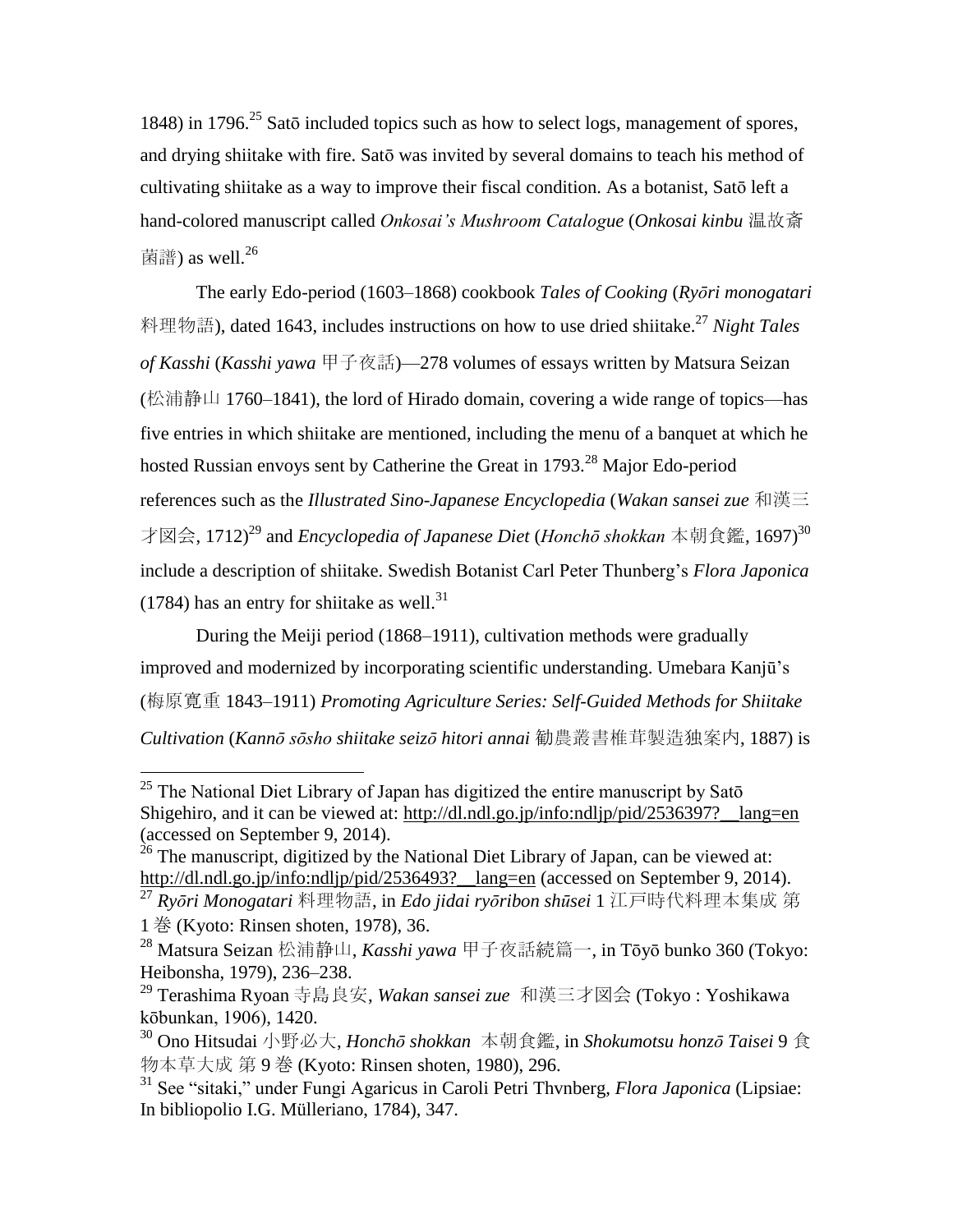1848) in 1796.[25] Satō included topics such as how to select logs, management of spores, and drying shiitake with fire. Satō was invited by several domains to teach his method of cultivating shiitake as a way to improve their fiscal condition. As a botanist, Satō left a hand-colored manuscript called *Onkosai's Mushroom Catalogue* (*Onkosai kinbu* 温故斎菌譜) as well.[26]

The early Edo-period (1603–1868) cookbook *Tales of Cooking* (*Ryōri monogatari* 料理物語), dated 1643, includes instructions on how to use dried shiitake.[27] *Night Tales of Kasshi* (*Kasshi yawa* 甲子夜話)—278 volumes of essays written by Matsura Seizan (松浦静山 1760–1841), the lord of Hirado domain, covering a wide range of topics—has five entries in which shiitake are mentioned, including the menu of a banquet at which he hosted Russian envoys sent by Catherine the Great in 1793.[28] Major Edo-period references such as the *Illustrated Sino-Japanese Encyclopedia* (*Wakan sansei zue* 和漢三才図会, 1712)[29] and *Encyclopedia of Japanese Diet* (*Honchō shokkan* 本朝食鑑, 1697)[30] include a description of shiitake. Swedish Botanist Carl Peter Thunberg's *Flora Japonica* (1784) has an entry for shiitake as well.[31]

During the Meiji period (1868–1911), cultivation methods were gradually improved and modernized by incorporating scientific understanding. Umebara Kanjū's (梅原寛重 1843–1911) *Promoting Agriculture Series: Self-Guided Methods for Shiitake Cultivation* (*Kannō sōsho shiitake seizō hitori annai* 勧農叢書椎茸製造独案内, 1887) is

---

[25] The National Diet Library of Japan has digitized the entire manuscript by Satō Shigehiro, and it can be viewed at: http://dl.ndl.go.jp/info:ndljp/pid/2536397?__lang=en (accessed on September 9, 2014).

[26] The manuscript, digitized by the National Diet Library of Japan, can be viewed at: http://dl.ndl.go.jp/info:ndljp/pid/2536493?__lang=en (accessed on September 9, 2014).

[27] *Ryōri Monogatari* 料理物語, in *Edo jidai ryōribon shūsei* 1 江戸時代料理本集成 第1巻 (Kyoto: Rinsen shoten, 1978), 36.

[28] Matsura Seizan 松浦静山, *Kasshi yawa* 甲子夜話続篇一, in Tōyō bunko 360 (Tokyo: Heibonsha, 1979), 236–238.

[29] Terashima Ryoan 寺島良安, *Wakan sansei zue* 和漢三才図会 (Tokyo : Yoshikawa kōbunkan, 1906), 1420.

[30] Ono Hitsudai 小野必大, *Honchō shokkan* 本朝食鑑, in *Shokumotsu honzō Taisei* 9 食物本草大成 第 9 巻 (Kyoto: Rinsen shoten, 1980), 296.

[31] See "sitaki," under Fungi Agaricus in Caroli Petri Thvnberg, *Flora Japonica* (Lipsiae: In bibliopolio I.G. Mülleriano, 1784), 347.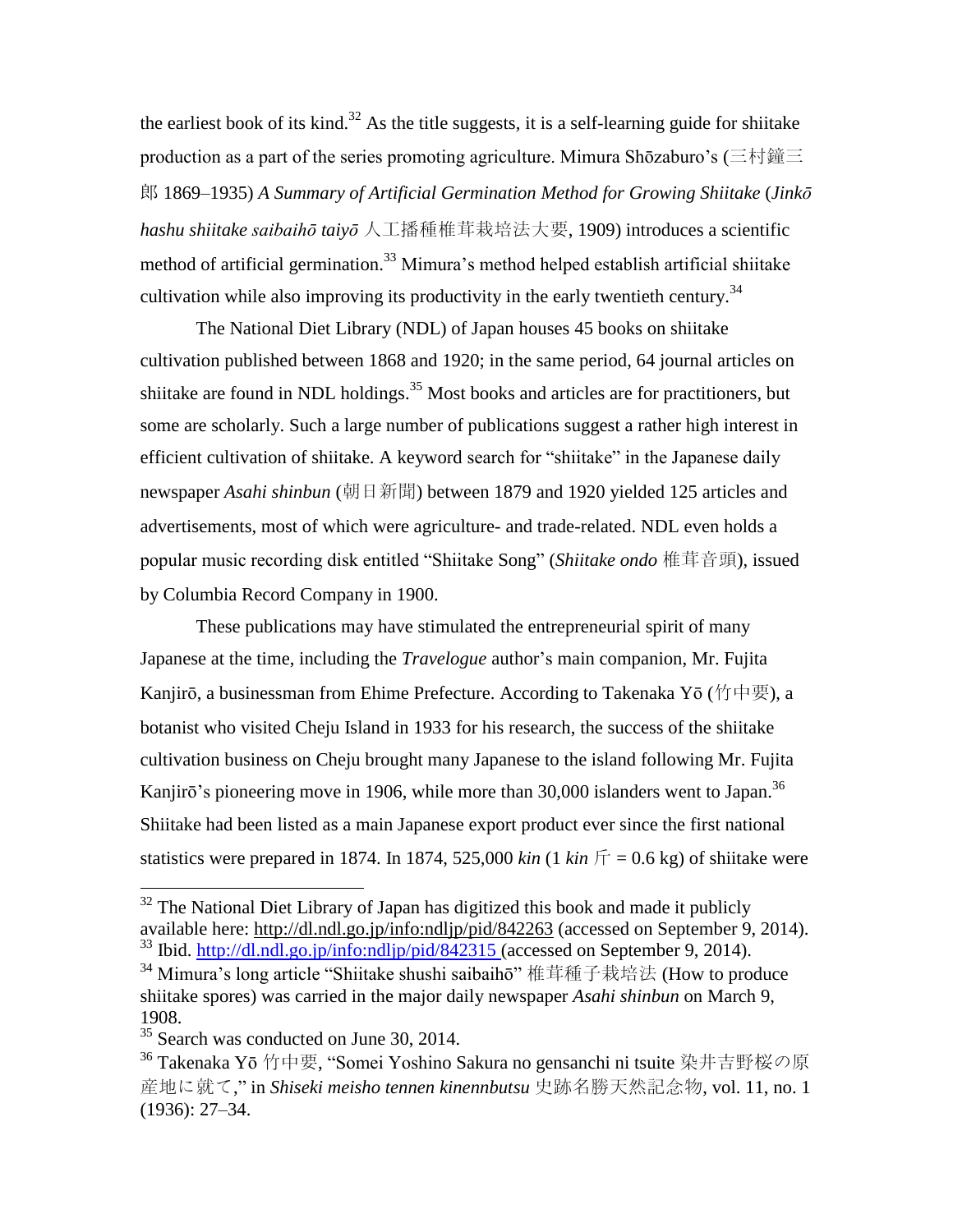the earliest book of its kind.[32] As the title suggests, it is a self-learning guide for shiitake production as a part of the series promoting agriculture. Mimura Shōzaburo's (三村鐘三郎 1869–1935) *A Summary of Artificial Germination Method for Growing Shiitake* (*Jinkō hashu shiitake saibaihō taiyō* 人工播種椎茸栽培法大要, 1909) introduces a scientific method of artificial germination.[33] Mimura's method helped establish artificial shiitake cultivation while also improving its productivity in the early twentieth century.[34]

The National Diet Library (NDL) of Japan houses 45 books on shiitake cultivation published between 1868 and 1920; in the same period, 64 journal articles on shiitake are found in NDL holdings.[35] Most books and articles are for practitioners, but some are scholarly. Such a large number of publications suggest a rather high interest in efficient cultivation of shiitake. A keyword search for "shiitake" in the Japanese daily newspaper *Asahi shinbun* (朝日新聞) between 1879 and 1920 yielded 125 articles and advertisements, most of which were agriculture- and trade-related. NDL even holds a popular music recording disk entitled "Shiitake Song" (*Shiitake ondo* 椎茸音頭), issued by Columbia Record Company in 1900.

These publications may have stimulated the entrepreneurial spirit of many Japanese at the time, including the *Travelogue* author's main companion, Mr. Fujita Kanjirō, a businessman from Ehime Prefecture. According to Takenaka Yō (竹中要), a botanist who visited Cheju Island in 1933 for his research, the success of the shiitake cultivation business on Cheju brought many Japanese to the island following Mr. Fujita Kanjirō's pioneering move in 1906, while more than 30,000 islanders went to Japan.[36] Shiitake had been listed as a main Japanese export product ever since the first national statistics were prepared in 1874. In 1874, 525,000 *kin* (1 *kin* 斤 = 0.6 kg) of shiitake were

---

[32] The National Diet Library of Japan has digitized this book and made it publicly available here: http://dl.ndl.go.jp/info:ndljp/pid/842263 (accessed on September 9, 2014).

[33] Ibid. http://dl.ndl.go.jp/info:ndljp/pid/842315 (accessed on September 9, 2014).

[34] Mimura's long article "Shiitake shushi saibaihō" 椎茸種子栽培法 (How to produce shiitake spores) was carried in the major daily newspaper *Asahi shinbun* on March 9, 1908.

[35] Search was conducted on June 30, 2014.

[36] Takenaka Yō 竹中要, "Somei Yoshino Sakura no gensanchi ni tsuite 染井吉野桜の原産地に就て," in *Shiseki meisho tennen kinennbutsu* 史跡名勝天然記念物, vol. 11, no. 1 (1936): 27–34.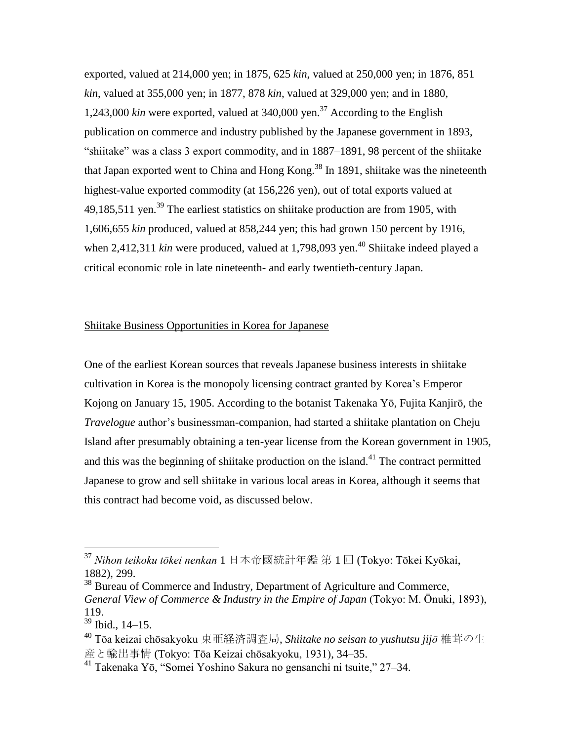exported, valued at 214,000 yen; in 1875, 625 *kin*, valued at 250,000 yen; in 1876, 851 *kin*, valued at 355,000 yen; in 1877, 878 *kin*, valued at 329,000 yen; and in 1880, 1,243,000 *kin* were exported, valued at 340,000 yen.[37] According to the English publication on commerce and industry published by the Japanese government in 1893, "shiitake" was a class 3 export commodity, and in 1887–1891, 98 percent of the shiitake that Japan exported went to China and Hong Kong.[38] In 1891, shiitake was the nineteenth highest-value exported commodity (at 156,226 yen), out of total exports valued at 49,185,511 yen.[39] The earliest statistics on shiitake production are from 1905, with 1,606,655 *kin* produced, valued at 858,244 yen; this had grown 150 percent by 1916, when 2,412,311 *kin* were produced, valued at 1,798,093 yen.[40] Shiitake indeed played a critical economic role in late nineteenth- and early twentieth-century Japan.

## Shiitake Business Opportunities in Korea for Japanese

One of the earliest Korean sources that reveals Japanese business interests in shiitake cultivation in Korea is the monopoly licensing contract granted by Korea's Emperor Kojong on January 15, 1905. According to the botanist Takenaka Yō, Fujita Kanjirō, the *Travelogue* author's businessman-companion, had started a shiitake plantation on Cheju Island after presumably obtaining a ten-year license from the Korean government in 1905, and this was the beginning of shiitake production on the island.[41] The contract permitted Japanese to grow and sell shiitake in various local areas in Korea, although it seems that this contract had become void, as discussed below.

---

[37] *Nihon teikoku tōkei nenkan* 1 日本帝國統計年鑑 第 1 回 (Tokyo: Tōkei Kyōkai, 1882), 299.

[38] Bureau of Commerce and Industry, Department of Agriculture and Commerce, *General View of Commerce & Industry in the Empire of Japan* (Tokyo: M. Ōnuki, 1893), 119.

[39] Ibid., 14–15.

[40] Tōa keizai chōsakyoku 東亜経済調査局, *Shiitake no seisan to yushutsu jijō* 椎茸の生産と輸出事情 (Tokyo: Tōa Keizai chōsakyoku, 1931), 34–35.

[41] Takenaka Yō, "Somei Yoshino Sakura no gensanchi ni tsuite," 27–34.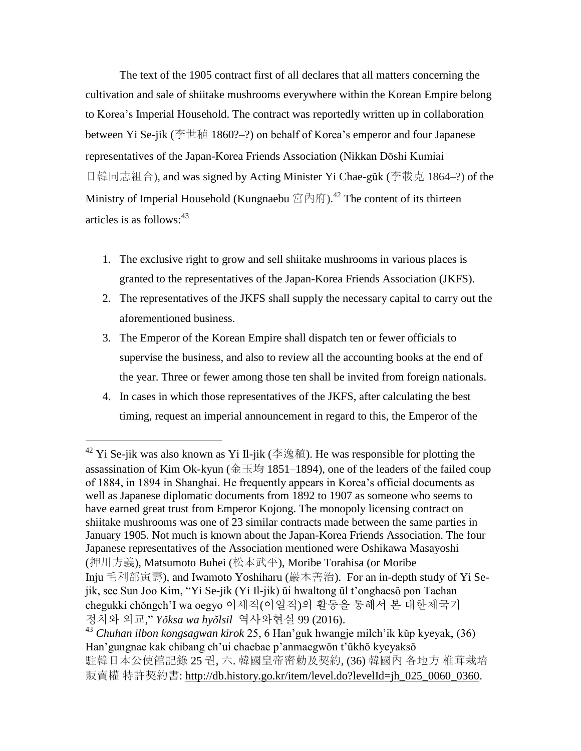The text of the 1905 contract first of all declares that all matters concerning the cultivation and sale of shiitake mushrooms everywhere within the Korean Empire belong to Korea's Imperial Household. The contract was reportedly written up in collaboration between Yi Se-jik (李世稙 1860?–?) on behalf of Korea's emperor and four Japanese representatives of the Japan-Korea Friends Association (Nikkan Dōshi Kumiai 日韓同志組合), and was signed by Acting Minister Yi Chae-gŭk (李載克 1864–?) of the Ministry of Imperial Household (Kungnaebu 宮内府).[42] The content of its thirteen articles is as follows:[43]

1. The exclusive right to grow and sell shiitake mushrooms in various places is granted to the representatives of the Japan-Korea Friends Association (JKFS).
2. The representatives of the JKFS shall supply the necessary capital to carry out the aforementioned business.
3. The Emperor of the Korean Empire shall dispatch ten or fewer officials to supervise the business, and also to review all the accounting books at the end of the year. Three or fewer among those ten shall be invited from foreign nationals.
4. In cases in which those representatives of the JKFS, after calculating the best timing, request an imperial announcement in regard to this, the Emperor of the

---

[42] Yi Se-jik was also known as Yi Il-jik (李逸稙). He was responsible for plotting the assassination of Kim Ok-kyun (金玉均 1851–1894), one of the leaders of the failed coup of 1884, in 1894 in Shanghai. He frequently appears in Korea's official documents as well as Japanese diplomatic documents from 1892 to 1907 as someone who seems to have earned great trust from Emperor Kojong. The monopoly licensing contract on shiitake mushrooms was one of 23 similar contracts made between the same parties in January 1905. Not much is known about the Japan-Korea Friends Association. The four Japanese representatives of the Association mentioned were Oshikawa Masayoshi (押川方義), Matsumoto Buhei (松本武平), Moribe Torahisa (or Moribe Inju 毛利部寅壽), and Iwamoto Yoshiharu (巖本善治). For an in-depth study of Yi Se-jik, see Sun Joo Kim, "Yi Se-jik (Yi Il-jik) ŭi hwaltong ŭl t'onghaesŏ pon Taehan chegukki chŏngch'I wa oegyo 이세직(이일직)의 활동을 통해서 본 대한제국기 정치와 외교," *Yŏksa wa hyŏlsil* 역사와현실 99 (2016).

[43] *Chuhan ilbon kongsagwan kirok* 25, 6 Han'guk hwangje milch'ik kŭp kyeyak, (36) Han'gungnae kak chibang ch'ui chaebae p'anmaegwŏn t'ŭkhŏ kyeyaksŏ 駐韓日本公使館記錄 25 권, 六. 韓國皇帝密勅及契約, (36) 韓國內 各地方 椎茸栽培販賣權 特許契約書: http://db.history.go.kr/item/level.do?levelId=jh_025_0060_0360.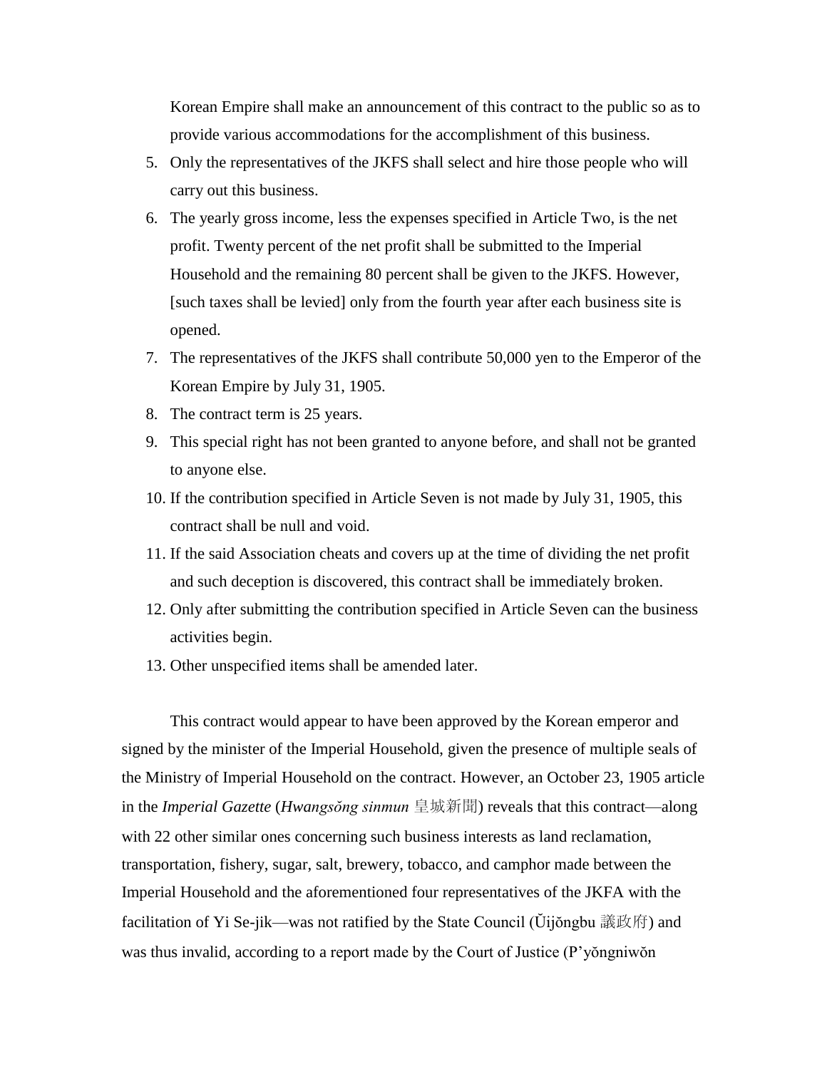Korean Empire shall make an announcement of this contract to the public so as to provide various accommodations for the accomplishment of this business.

5. Only the representatives of the JKFS shall select and hire those people who will carry out this business.
6. The yearly gross income, less the expenses specified in Article Two, is the net profit. Twenty percent of the net profit shall be submitted to the Imperial Household and the remaining 80 percent shall be given to the JKFS. However, [such taxes shall be levied] only from the fourth year after each business site is opened.
7. The representatives of the JKFS shall contribute 50,000 yen to the Emperor of the Korean Empire by July 31, 1905.
8. The contract term is 25 years.
9. This special right has not been granted to anyone before, and shall not be granted to anyone else.
10. If the contribution specified in Article Seven is not made by July 31, 1905, this contract shall be null and void.
11. If the said Association cheats and covers up at the time of dividing the net profit and such deception is discovered, this contract shall be immediately broken.
12. Only after submitting the contribution specified in Article Seven can the business activities begin.
13. Other unspecified items shall be amended later.

This contract would appear to have been approved by the Korean emperor and signed by the minister of the Imperial Household, given the presence of multiple seals of the Ministry of Imperial Household on the contract. However, an October 23, 1905 article in the *Imperial Gazette* (*Hwangsŏng sinmun* 皇城新聞) reveals that this contract—along with 22 other similar ones concerning such business interests as land reclamation, transportation, fishery, sugar, salt, brewery, tobacco, and camphor made between the Imperial Household and the aforementioned four representatives of the JKFA with the facilitation of Yi Se-jik—was not ratified by the State Council (Ŭijŏngbu 議政府) and was thus invalid, according to a report made by the Court of Justice (P'yŏngniwŏn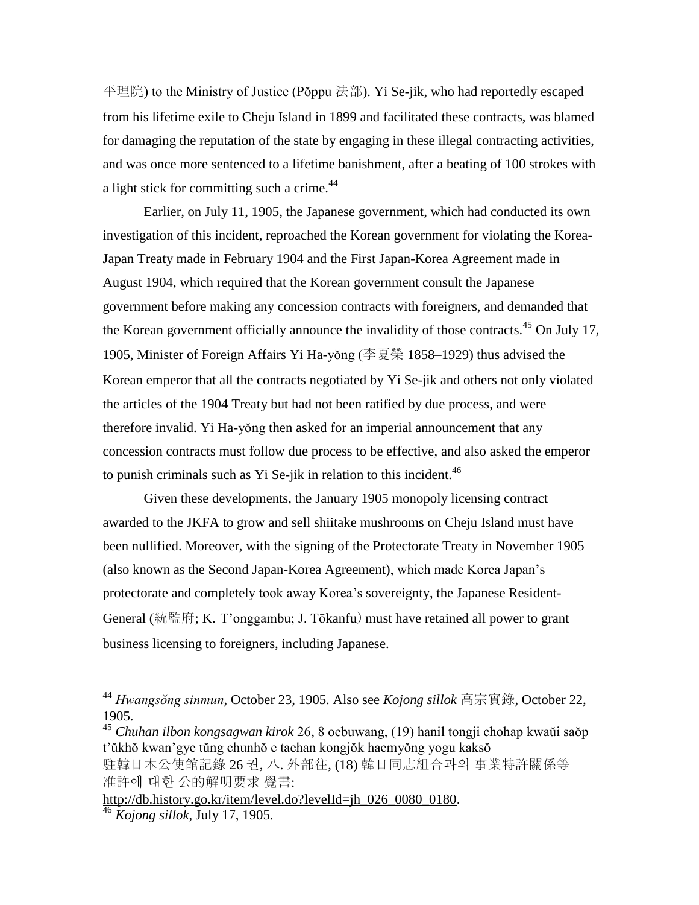平理院) to the Ministry of Justice (Pŏppu 法部). Yi Se-jik, who had reportedly escaped from his lifetime exile to Cheju Island in 1899 and facilitated these contracts, was blamed for damaging the reputation of the state by engaging in these illegal contracting activities, and was once more sentenced to a lifetime banishment, after a beating of 100 strokes with a light stick for committing such a crime.[44]

Earlier, on July 11, 1905, the Japanese government, which had conducted its own investigation of this incident, reproached the Korean government for violating the Korea-Japan Treaty made in February 1904 and the First Japan-Korea Agreement made in August 1904, which required that the Korean government consult the Japanese government before making any concession contracts with foreigners, and demanded that the Korean government officially announce the invalidity of those contracts.[45] On July 17, 1905, Minister of Foreign Affairs Yi Ha-yŏng (李夏榮 1858–1929) thus advised the Korean emperor that all the contracts negotiated by Yi Se-jik and others not only violated the articles of the 1904 Treaty but had not been ratified by due process, and were therefore invalid. Yi Ha-yŏng then asked for an imperial announcement that any concession contracts must follow due process to be effective, and also asked the emperor to punish criminals such as Yi Se-jik in relation to this incident.[46]

Given these developments, the January 1905 monopoly licensing contract awarded to the JKFA to grow and sell shiitake mushrooms on Cheju Island must have been nullified. Moreover, with the signing of the Protectorate Treaty in November 1905 (also known as the Second Japan-Korea Agreement), which made Korea Japan's protectorate and completely took away Korea's sovereignty, the Japanese Resident-General (統監府; K. T'onggambu; J. Tōkanfu) must have retained all power to grant business licensing to foreigners, including Japanese.

---

[44] *Hwangsŏng sinmun*, October 23, 1905. Also see *Kojong sillok* 高宗實錄, October 22, 1905.

[45] *Chuhan ilbon kongsagwan kirok* 26, 8 oebuwang, (19) hanil tongji chohap kwaŭi saŏp t'ŭkhŏ kwan'gye tŭng chunhŏ e taehan kongjŏk haemyŏng yogu kaksŏ 駐韓日本公使館記錄 26 권, 八. 外部往, (18) 韓日同志組合과의 事業特許關係等 准許에 대한 公的解明要求 覺書: http://db.history.go.kr/item/level.do?levelId=jh_026_0080_0180.

[46] *Kojong sillok*, July 17, 1905.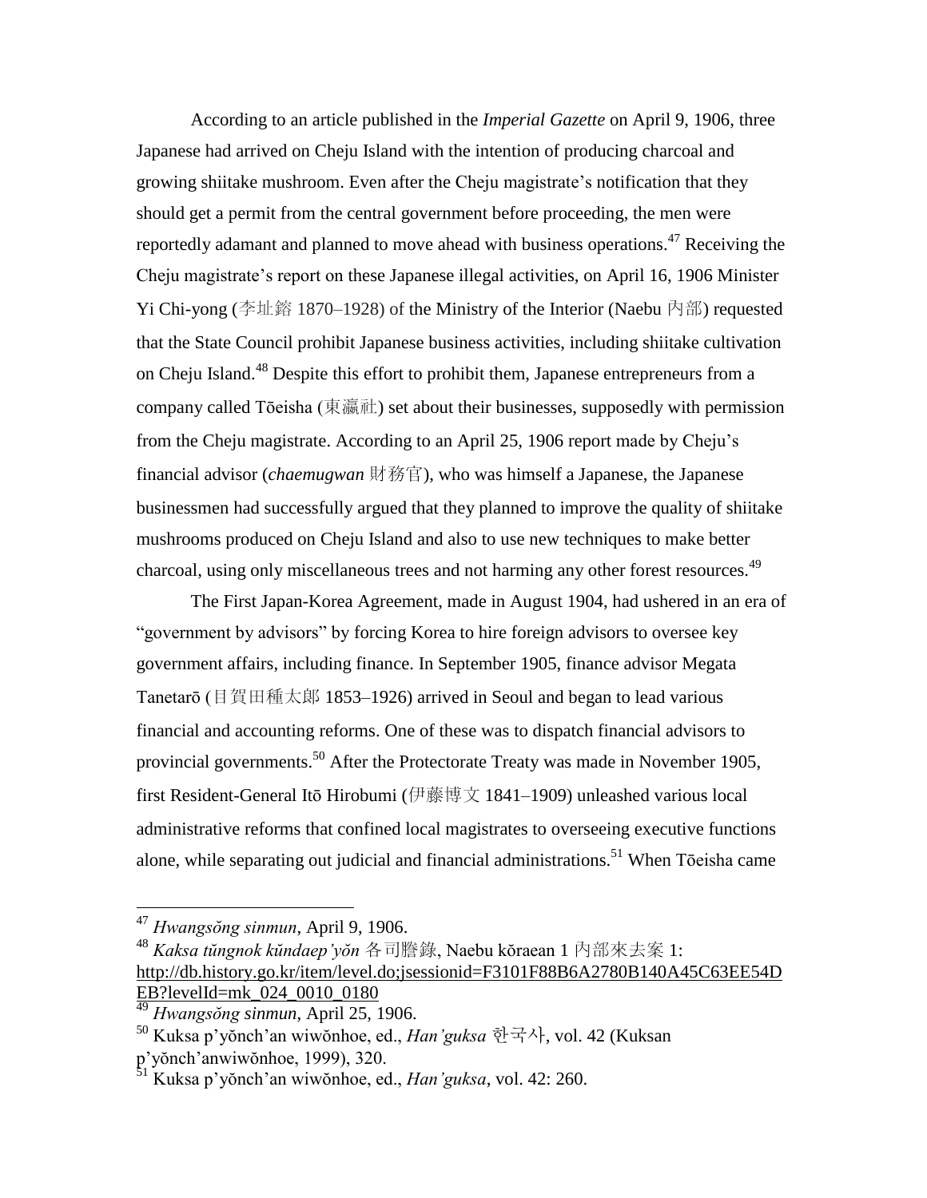According to an article published in the *Imperial Gazette* on April 9, 1906, three Japanese had arrived on Cheju Island with the intention of producing charcoal and growing shiitake mushroom. Even after the Cheju magistrate's notification that they should get a permit from the central government before proceeding, the men were reportedly adamant and planned to move ahead with business operations.[47] Receiving the Cheju magistrate's report on these Japanese illegal activities, on April 16, 1906 Minister Yi Chi-yong (李址鎔 1870–1928) of the Ministry of the Interior (Naebu 內部) requested that the State Council prohibit Japanese business activities, including shiitake cultivation on Cheju Island.[48] Despite this effort to prohibit them, Japanese entrepreneurs from a company called Tōeisha (東瀛社) set about their businesses, supposedly with permission from the Cheju magistrate. According to an April 25, 1906 report made by Cheju's financial advisor (*chaemugwan* 財務官), who was himself a Japanese, the Japanese businessmen had successfully argued that they planned to improve the quality of shiitake mushrooms produced on Cheju Island and also to use new techniques to make better charcoal, using only miscellaneous trees and not harming any other forest resources.[49]

The First Japan-Korea Agreement, made in August 1904, had ushered in an era of "government by advisors" by forcing Korea to hire foreign advisors to oversee key government affairs, including finance. In September 1905, finance advisor Megata Tanetarō (目賀田種太郎 1853–1926) arrived in Seoul and began to lead various financial and accounting reforms. One of these was to dispatch financial advisors to provincial governments.[50] After the Protectorate Treaty was made in November 1905, first Resident-General Itō Hirobumi (伊藤博文 1841–1909) unleashed various local administrative reforms that confined local magistrates to overseeing executive functions alone, while separating out judicial and financial administrations.[51] When Tōeisha came

---

[47] *Hwangsŏng sinmun*, April 9, 1906.

[48] *Kaksa tŭngnok kŭndaep'yŏn* 各司謄錄, Naebu kŏraean 1 內部來去案 1: http://db.history.go.kr/item/level.do;jsessionid=F3101F88B6A2780B140A45C63EE54DEB?levelId=mk_024_0010_0180

[49] *Hwangsŏng sinmun*, April 25, 1906.

[50] Kuksa p'yŏnch'an wiwŏnhoe, ed., *Han'guksa* 한국사, vol. 42 (Kuksan p'yŏnch'anwiwŏnhoe, 1999), 320.

[51] Kuksa p'yŏnch'an wiwŏnhoe, ed., *Han'guksa*, vol. 42: 260.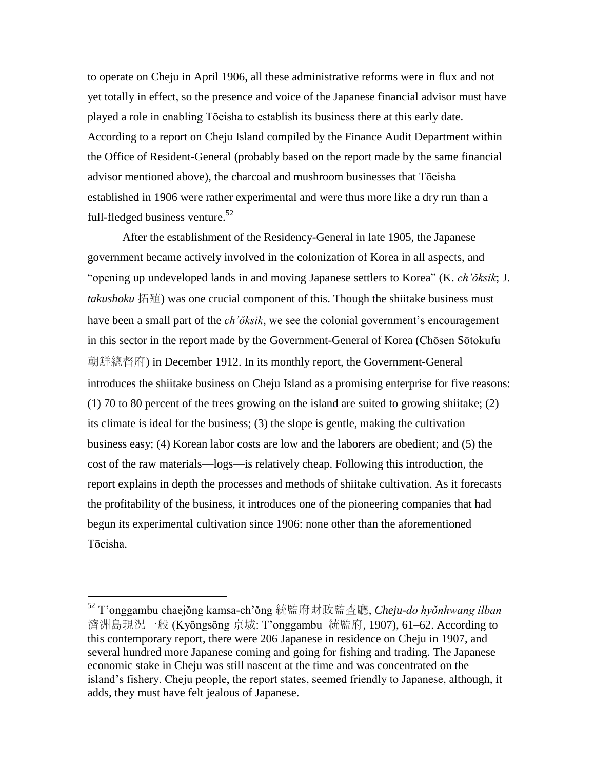to operate on Cheju in April 1906, all these administrative reforms were in flux and not yet totally in effect, so the presence and voice of the Japanese financial advisor must have played a role in enabling Tōeisha to establish its business there at this early date. According to a report on Cheju Island compiled by the Finance Audit Department within the Office of Resident-General (probably based on the report made by the same financial advisor mentioned above), the charcoal and mushroom businesses that Tōeisha established in 1906 were rather experimental and were thus more like a dry run than a full-fledged business venture.[52]

After the establishment of the Residency-General in late 1905, the Japanese government became actively involved in the colonization of Korea in all aspects, and "opening up undeveloped lands in and moving Japanese settlers to Korea" (K. *ch'ŏksik*; J. *takushoku* 拓殖) was one crucial component of this. Though the shiitake business must have been a small part of the *ch'ŏksik*, we see the colonial government's encouragement in this sector in the report made by the Government-General of Korea (Chōsen Sōtokufu 朝鮮總督府) in December 1912. In its monthly report, the Government-General introduces the shiitake business on Cheju Island as a promising enterprise for five reasons: (1) 70 to 80 percent of the trees growing on the island are suited to growing shiitake; (2) its climate is ideal for the business; (3) the slope is gentle, making the cultivation business easy; (4) Korean labor costs are low and the laborers are obedient; and (5) the cost of the raw materials—logs—is relatively cheap. Following this introduction, the report explains in depth the processes and methods of shiitake cultivation. As it forecasts the profitability of the business, it introduces one of the pioneering companies that had begun its experimental cultivation since 1906: none other than the aforementioned Tōeisha.

---

[52] T'onggambu chaejŏng kamsa-ch'ŏng 統監府財政監査廳, *Cheju-do hyŏnhwang ilban* 濟洲島現況一般 (Kyŏngsŏng 京城: T'onggambu 統監府, 1907), 61–62. According to this contemporary report, there were 206 Japanese in residence on Cheju in 1907, and several hundred more Japanese coming and going for fishing and trading. The Japanese economic stake in Cheju was still nascent at the time and was concentrated on the island's fishery. Cheju people, the report states, seemed friendly to Japanese, although, it adds, they must have felt jealous of Japanese.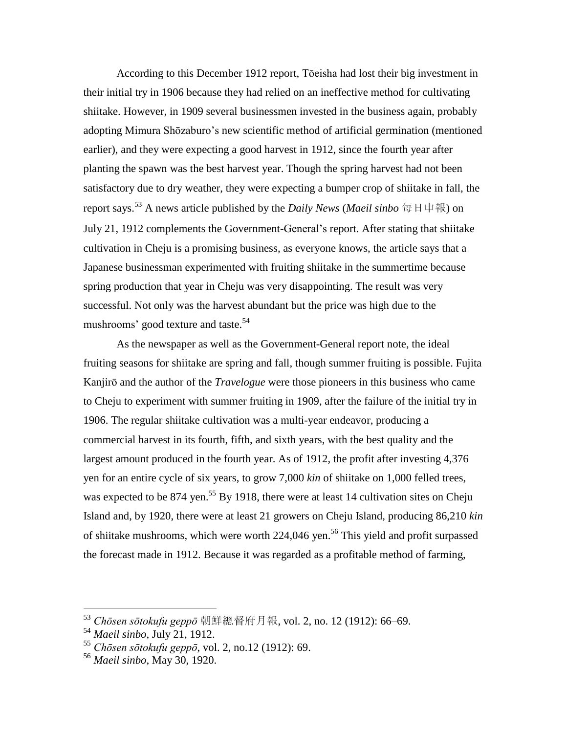According to this December 1912 report, Tōeisha had lost their big investment in their initial try in 1906 because they had relied on an ineffective method for cultivating shiitake. However, in 1909 several businessmen invested in the business again, probably adopting Mimura Shōzaburo's new scientific method of artificial germination (mentioned earlier), and they were expecting a good harvest in 1912, since the fourth year after planting the spawn was the best harvest year. Though the spring harvest had not been satisfactory due to dry weather, they were expecting a bumper crop of shiitake in fall, the report says.[53] A news article published by the *Daily News* (*Maeil sinbo* 每日申報) on July 21, 1912 complements the Government-General's report. After stating that shiitake cultivation in Cheju is a promising business, as everyone knows, the article says that a Japanese businessman experimented with fruiting shiitake in the summertime because spring production that year in Cheju was very disappointing. The result was very successful. Not only was the harvest abundant but the price was high due to the mushrooms' good texture and taste.[54]

As the newspaper as well as the Government-General report note, the ideal fruiting seasons for shiitake are spring and fall, though summer fruiting is possible. Fujita Kanjirō and the author of the *Travelogue* were those pioneers in this business who came to Cheju to experiment with summer fruiting in 1909, after the failure of the initial try in 1906. The regular shiitake cultivation was a multi-year endeavor, producing a commercial harvest in its fourth, fifth, and sixth years, with the best quality and the largest amount produced in the fourth year. As of 1912, the profit after investing 4,376 yen for an entire cycle of six years, to grow 7,000 *kin* of shiitake on 1,000 felled trees, was expected to be 874 yen.[55] By 1918, there were at least 14 cultivation sites on Cheju Island and, by 1920, there were at least 21 growers on Cheju Island, producing 86,210 *kin* of shiitake mushrooms, which were worth 224,046 yen.[56] This yield and profit surpassed the forecast made in 1912. Because it was regarded as a profitable method of farming,

---

[53] *Chōsen sōtokufu geppō* 朝鮮總督府月報, vol. 2, no. 12 (1912): 66–69.

[54] *Maeil sinbo*, July 21, 1912.

[55] *Chōsen sōtokufu geppō*, vol. 2, no.12 (1912): 69.

[56] *Maeil sinbo*, May 30, 1920.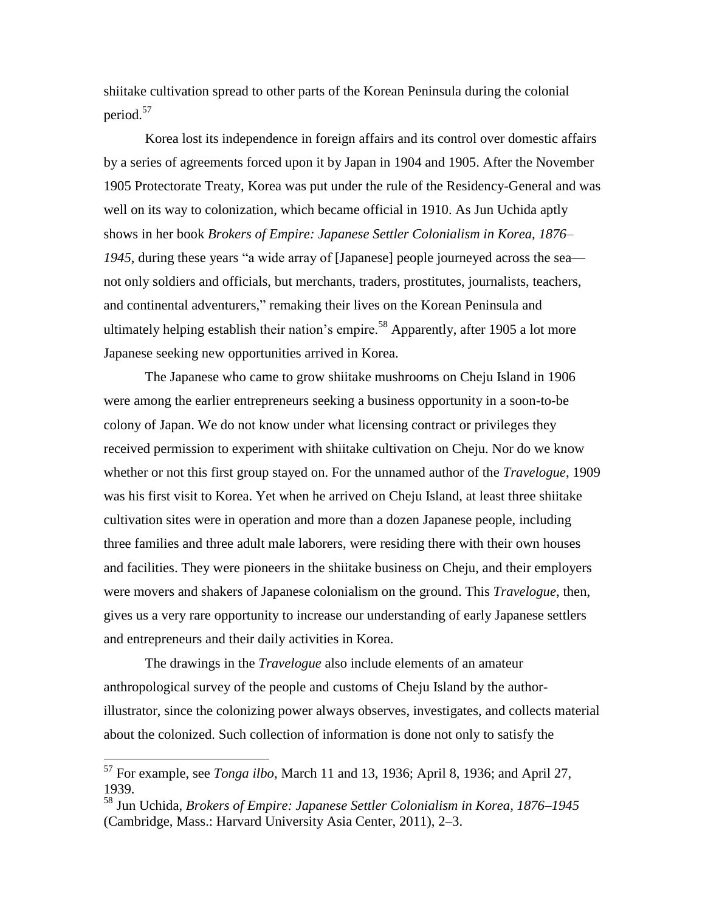shiitake cultivation spread to other parts of the Korean Peninsula during the colonial period.[57]

Korea lost its independence in foreign affairs and its control over domestic affairs by a series of agreements forced upon it by Japan in 1904 and 1905. After the November 1905 Protectorate Treaty, Korea was put under the rule of the Residency-General and was well on its way to colonization, which became official in 1910. As Jun Uchida aptly shows in her book *Brokers of Empire: Japanese Settler Colonialism in Korea, 1876–1945*, during these years "a wide array of [Japanese] people journeyed across the sea—not only soldiers and officials, but merchants, traders, prostitutes, journalists, teachers, and continental adventurers," remaking their lives on the Korean Peninsula and ultimately helping establish their nation's empire.[58] Apparently, after 1905 a lot more Japanese seeking new opportunities arrived in Korea.

The Japanese who came to grow shiitake mushrooms on Cheju Island in 1906 were among the earlier entrepreneurs seeking a business opportunity in a soon-to-be colony of Japan. We do not know under what licensing contract or privileges they received permission to experiment with shiitake cultivation on Cheju. Nor do we know whether or not this first group stayed on. For the unnamed author of the *Travelogue*, 1909 was his first visit to Korea. Yet when he arrived on Cheju Island, at least three shiitake cultivation sites were in operation and more than a dozen Japanese people, including three families and three adult male laborers, were residing there with their own houses and facilities. They were pioneers in the shiitake business on Cheju, and their employers were movers and shakers of Japanese colonialism on the ground. This *Travelogue*, then, gives us a very rare opportunity to increase our understanding of early Japanese settlers and entrepreneurs and their daily activities in Korea.

The drawings in the *Travelogue* also include elements of an amateur anthropological survey of the people and customs of Cheju Island by the author-illustrator, since the colonizing power always observes, investigates, and collects material about the colonized. Such collection of information is done not only to satisfy the

---

[57] For example, see *Tonga ilbo*, March 11 and 13, 1936; April 8, 1936; and April 27, 1939.

[58] Jun Uchida, *Brokers of Empire: Japanese Settler Colonialism in Korea, 1876–1945* (Cambridge, Mass.: Harvard University Asia Center, 2011), 2–3.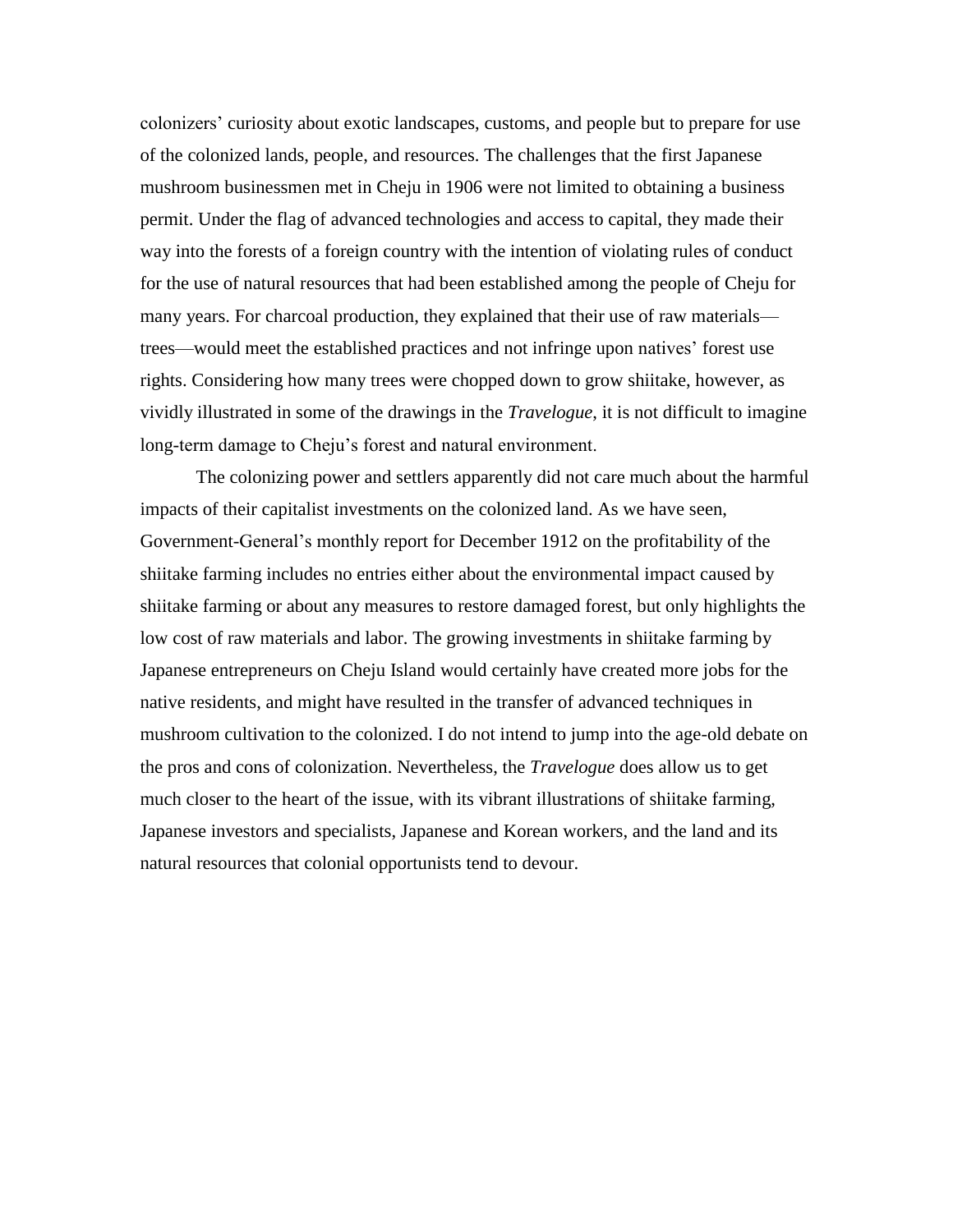colonizers' curiosity about exotic landscapes, customs, and people but to prepare for use of the colonized lands, people, and resources. The challenges that the first Japanese mushroom businessmen met in Cheju in 1906 were not limited to obtaining a business permit. Under the flag of advanced technologies and access to capital, they made their way into the forests of a foreign country with the intention of violating rules of conduct for the use of natural resources that had been established among the people of Cheju for many years. For charcoal production, they explained that their use of raw materials—trees—would meet the established practices and not infringe upon natives' forest use rights. Considering how many trees were chopped down to grow shiitake, however, as vividly illustrated in some of the drawings in the *Travelogue*, it is not difficult to imagine long-term damage to Cheju's forest and natural environment.

The colonizing power and settlers apparently did not care much about the harmful impacts of their capitalist investments on the colonized land. As we have seen, Government-General's monthly report for December 1912 on the profitability of the shiitake farming includes no entries either about the environmental impact caused by shiitake farming or about any measures to restore damaged forest, but only highlights the low cost of raw materials and labor. The growing investments in shiitake farming by Japanese entrepreneurs on Cheju Island would certainly have created more jobs for the native residents, and might have resulted in the transfer of advanced techniques in mushroom cultivation to the colonized. I do not intend to jump into the age-old debate on the pros and cons of colonization. Nevertheless, the *Travelogue* does allow us to get much closer to the heart of the issue, with its vibrant illustrations of shiitake farming, Japanese investors and specialists, Japanese and Korean workers, and the land and its natural resources that colonial opportunists tend to devour.